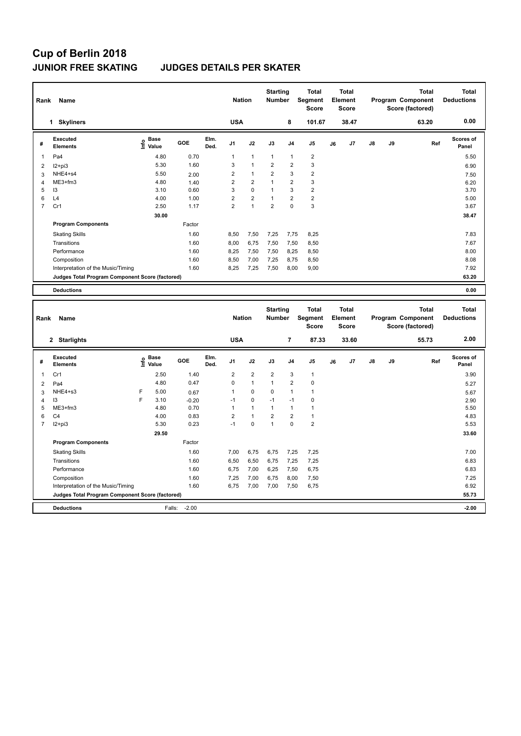# Cup of Berlin 2018

## JUNIOR FREE SKATING JUDGES DETAILS PER SKATER

| Rank | Name | Nation | Starting Number | Total Segment Score | Total Element Score | Total Program Component Score (factored) | Total Deductions |
|---|---|---|---|---|---|---|---|
| 1 | Skyliners | USA | 8 | 101.67 | 38.47 | 63.20 | 0.00 |

| # | Executed Elements | Info | Base Value | GOE | Elm. Ded. | J1 | J2 | J3 | J4 | J5 | J6 | J7 | J8 | J9 | Ref | Scores of Panel |
|---|---|---|---|---|---|---|---|---|---|---|---|---|---|---|---|---|
| 1 | Pa4 | | 4.80 | 0.70 | | 1 | 1 | 1 | 1 | 2 | | | | | | 5.50 |
| 2 | I2+pi3 | | 5.30 | 1.60 | | 3 | 1 | 2 | 2 | 3 | | | | | | 6.90 |
| 3 | NHE4+s4 | | 5.50 | 2.00 | | 2 | 1 | 2 | 3 | 2 | | | | | | 7.50 |
| 4 | ME3+fm3 | | 4.80 | 1.40 | | 2 | 2 | 1 | 2 | 3 | | | | | | 6.20 |
| 5 | I3 | | 3.10 | 0.60 | | 3 | 0 | 1 | 3 | 2 | | | | | | 3.70 |
| 6 | L4 | | 4.00 | 1.00 | | 2 | 2 | 1 | 2 | 2 | | | | | | 5.00 |
| 7 | Cr1 | | 2.50 | 1.17 | | 2 | 1 | 2 | 0 | 3 | | | | | | 3.67 |
| | | | 30.00 | | | | | | | | | | | | | 38.47 |
| | **Program Components** | | | Factor | | | | | | | | | | | | |
| | Skating Skills | | | 1.60 | | 8,50 | 7,50 | 7,25 | 7,75 | 8,25 | | | | | | 7.83 |
| | Transitions | | | 1.60 | | 8,00 | 6,75 | 7,50 | 7,50 | 8,50 | | | | | | 7.67 |
| | Performance | | | 1.60 | | 8,25 | 7,50 | 7,50 | 8,25 | 8,50 | | | | | | 8.00 |
| | Composition | | | 1.60 | | 8,50 | 7,00 | 7,25 | 8,75 | 8,50 | | | | | | 8.08 |
| | Interpretation of the Music/Timing | | | 1.60 | | 8,25 | 7,25 | 7,50 | 8,00 | 9,00 | | | | | | 7.92 |
| | Judges Total Program Component Score (factored) | | | | | | | | | | | | | | | 63.20 |
| | **Deductions** | | | | | | | | | | | | | | | 0.00 |

| Rank | Name | Nation | Starting Number | Total Segment Score | Total Element Score | Total Program Component Score (factored) | Total Deductions |
|---|---|---|---|---|---|---|---|
| 2 | Starlights | USA | 7 | 87.33 | 33.60 | 55.73 | 2.00 |

| # | Executed Elements | Info | Base Value | GOE | Elm. Ded. | J1 | J2 | J3 | J4 | J5 | J6 | J7 | J8 | J9 | Ref | Scores of Panel |
|---|---|---|---|---|---|---|---|---|---|---|---|---|---|---|---|---|
| 1 | Cr1 | | 2.50 | 1.40 | | 2 | 2 | 2 | 3 | 1 | | | | | | 3.90 |
| 2 | Pa4 | | 4.80 | 0.47 | | 0 | 1 | 1 | 2 | 0 | | | | | | 5.27 |
| 3 | NHE4+s3 | F | 5.00 | 0.67 | | 1 | 0 | 0 | 1 | 1 | | | | | | 5.67 |
| 4 | I3 | F | 3.10 | -0.20 | | -1 | 0 | -1 | -1 | 0 | | | | | | 2.90 |
| 5 | ME3+fm3 | | 4.80 | 0.70 | | 1 | 1 | 1 | 1 | 1 | | | | | | 5.50 |
| 6 | C4 | | 4.00 | 0.83 | | 2 | 1 | 2 | 2 | 1 | | | | | | 4.83 |
| 7 | I2+pi3 | | 5.30 | 0.23 | | -1 | 0 | 1 | 0 | 2 | | | | | | 5.53 |
| | | | 29.50 | | | | | | | | | | | | | 33.60 |
| | **Program Components** | | | Factor | | | | | | | | | | | | |
| | Skating Skills | | | 1.60 | | 7,00 | 6,75 | 6,75 | 7,25 | 7,25 | | | | | | 7.00 |
| | Transitions | | | 1.60 | | 6,50 | 6,50 | 6,75 | 7,25 | 7,25 | | | | | | 6.83 |
| | Performance | | | 1.60 | | 6,75 | 7,00 | 6,25 | 7,50 | 6,75 | | | | | | 6.83 |
| | Composition | | | 1.60 | | 7,25 | 7,00 | 6,75 | 8,00 | 7,50 | | | | | | 7.25 |
| | Interpretation of the Music/Timing | | | 1.60 | | 6,75 | 7,00 | 7,00 | 7,50 | 6,75 | | | | | | 6.92 |
| | Judges Total Program Component Score (factored) | | | | | | | | | | | | | | | 55.73 |
| | **Deductions** | | Falls: | -2.00 | | | | | | | | | | | | -2.00 |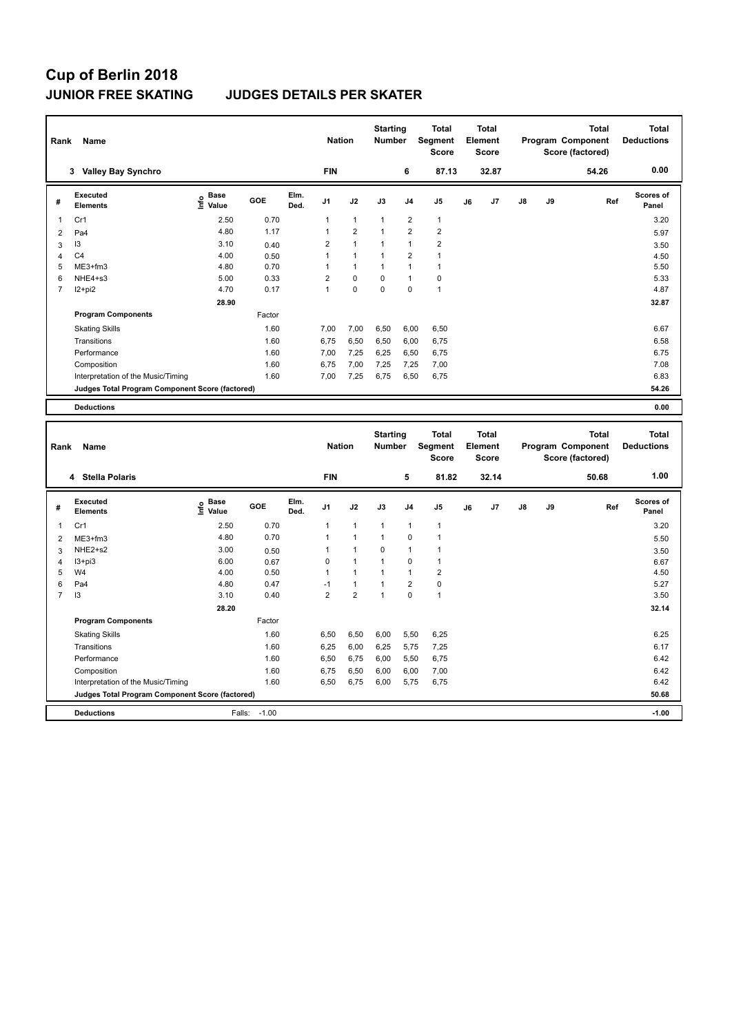# Cup of Berlin 2018

## JUNIOR FREE SKATING JUDGES DETAILS PER SKATER

| Rank | Name | Nation | Starting Number | Total Segment Score | Total Element Score | Total Program Component Score (factored) | Total Deductions |
|---|---|---|---|---|---|---|---|
| 3 | Valley Bay Synchro | FIN | 6 | 87.13 | 32.87 | 54.26 | 0.00 |

| # | Executed Elements | Info | Base Value | GOE | Elm. Ded. | J1 | J2 | J3 | J4 | J5 | J6 | J7 | J8 | J9 | Ref | Scores of Panel |
|---|---|---|---|---|---|---|---|---|---|---|---|---|---|---|---|---|
| 1 | Cr1 | | 2.50 | 0.70 | | 1 | 1 | 1 | 2 | 1 | | | | | | 3.20 |
| 2 | Pa4 | | 4.80 | 1.17 | | 1 | 2 | 1 | 2 | 2 | | | | | | 5.97 |
| 3 | I3 | | 3.10 | 0.40 | | 2 | 1 | 1 | 1 | 2 | | | | | | 3.50 |
| 4 | C4 | | 4.00 | 0.50 | | 1 | 1 | 1 | 2 | 1 | | | | | | 4.50 |
| 5 | ME3+fm3 | | 4.80 | 0.70 | | 1 | 1 | 1 | 1 | 1 | | | | | | 5.50 |
| 6 | NHE4+s3 | | 5.00 | 0.33 | | 2 | 0 | 0 | 1 | 0 | | | | | | 5.33 |
| 7 | I2+pi2 | | 4.70 | 0.17 | | 1 | 0 | 0 | 0 | 1 | | | | | | 4.87 |
| | | | 28.90 | | | | | | | | | | | | | 32.87 |
| | **Program Components** | | | Factor | | | | | | | | | | | | |
| | Skating Skills | | | 1.60 | | 7,00 | 7,00 | 6,50 | 6,00 | 6,50 | | | | | | 6.67 |
| | Transitions | | | 1.60 | | 6,75 | 6,50 | 6,50 | 6,00 | 6,75 | | | | | | 6.58 |
| | Performance | | | 1.60 | | 7,00 | 7,25 | 6,25 | 6,50 | 6,75 | | | | | | 6.75 |
| | Composition | | | 1.60 | | 6,75 | 7,00 | 7,25 | 7,25 | 7,00 | | | | | | 7.08 |
| | Interpretation of the Music/Timing | | | 1.60 | | 7,00 | 7,25 | 6,75 | 6,50 | 6,75 | | | | | | 6.83 |
| | Judges Total Program Component Score (factored) | | | | | | | | | | | | | | | 54.26 |
| | **Deductions** | | | | | | | | | | | | | | | 0.00 |

| Rank | Name | Nation | Starting Number | Total Segment Score | Total Element Score | Total Program Component Score (factored) | Total Deductions |
|---|---|---|---|---|---|---|---|
| 4 | Stella Polaris | FIN | 5 | 81.82 | 32.14 | 50.68 | 1.00 |

| # | Executed Elements | Info | Base Value | GOE | Elm. Ded. | J1 | J2 | J3 | J4 | J5 | J6 | J7 | J8 | J9 | Ref | Scores of Panel |
|---|---|---|---|---|---|---|---|---|---|---|---|---|---|---|---|---|
| 1 | Cr1 | | 2.50 | 0.70 | | 1 | 1 | 1 | 1 | 1 | | | | | | 3.20 |
| 2 | ME3+fm3 | | 4.80 | 0.70 | | 1 | 1 | 1 | 0 | 1 | | | | | | 5.50 |
| 3 | NHE2+s2 | | 3.00 | 0.50 | | 1 | 1 | 0 | 1 | 1 | | | | | | 3.50 |
| 4 | I3+pi3 | | 6.00 | 0.67 | | 0 | 1 | 1 | 0 | 1 | | | | | | 6.67 |
| 5 | W4 | | 4.00 | 0.50 | | 1 | 1 | 1 | 1 | 2 | | | | | | 4.50 |
| 6 | Pa4 | | 4.80 | 0.47 | | -1 | 1 | 1 | 2 | 0 | | | | | | 5.27 |
| 7 | I3 | | 3.10 | 0.40 | | 2 | 2 | 1 | 0 | 1 | | | | | | 3.50 |
| | | | 28.20 | | | | | | | | | | | | | 32.14 |
| | **Program Components** | | | Factor | | | | | | | | | | | | |
| | Skating Skills | | | 1.60 | | 6,50 | 6,50 | 6,00 | 5,50 | 6,25 | | | | | | 6.25 |
| | Transitions | | | 1.60 | | 6,25 | 6,00 | 6,25 | 5,75 | 7,25 | | | | | | 6.17 |
| | Performance | | | 1.60 | | 6,50 | 6,75 | 6,00 | 5,50 | 6,75 | | | | | | 6.42 |
| | Composition | | | 1.60 | | 6,75 | 6,50 | 6,00 | 6,00 | 7,00 | | | | | | 6.42 |
| | Interpretation of the Music/Timing | | | 1.60 | | 6,50 | 6,75 | 6,00 | 5,75 | 6,75 | | | | | | 6.42 |
| | Judges Total Program Component Score (factored) | | | | | | | | | | | | | | | 50.68 |
| | **Deductions** | | Falls: | -1.00 | | | | | | | | | | | | -1.00 |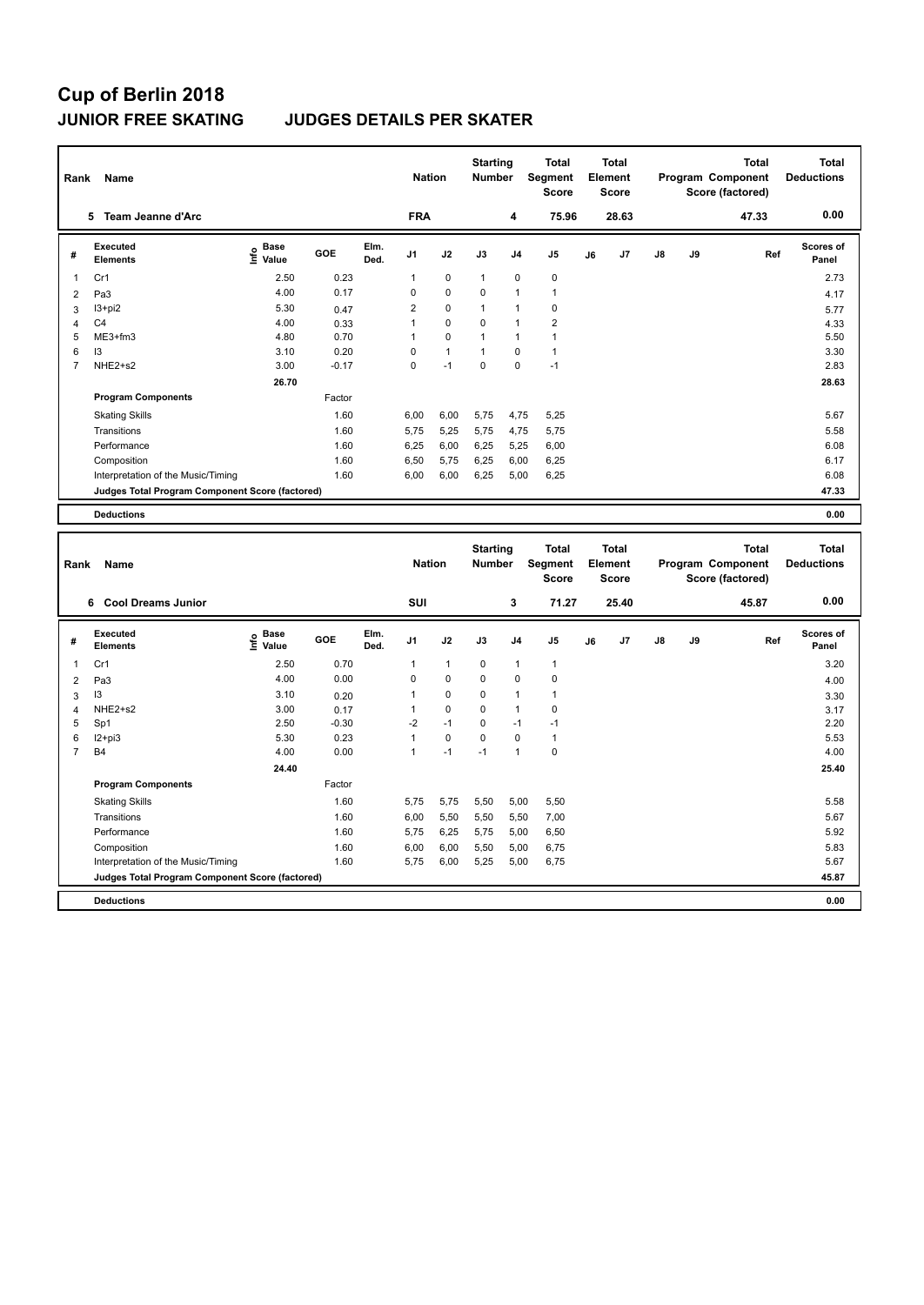# Cup of Berlin 2018

## JUNIOR FREE SKATING JUDGES DETAILS PER SKATER

| Rank | Name | Nation | Starting Number | Total Segment Score | Total Element Score | Total Program Component Score (factored) | Total Deductions |
|---|---|---|---|---|---|---|---|
| 5 | Team Jeanne d'Arc | FRA | 4 | 75.96 | 28.63 | 47.33 | 0.00 |

| # | Executed Elements | Info | Base Value | GOE | Elm. Ded. | J1 | J2 | J3 | J4 | J5 | J6 | J7 | J8 | J9 | Ref | Scores of Panel |
|---|---|---|---|---|---|---|---|---|---|---|---|---|---|---|---|---|
| 1 | Cr1 | | 2.50 | 0.23 | | 1 | 0 | 1 | 0 | 0 | | | | | | 2.73 |
| 2 | Pa3 | | 4.00 | 0.17 | | 0 | 0 | 0 | 1 | 1 | | | | | | 4.17 |
| 3 | I3+pi2 | | 5.30 | 0.47 | | 2 | 0 | 1 | 1 | 0 | | | | | | 5.77 |
| 4 | C4 | | 4.00 | 0.33 | | 1 | 0 | 0 | 1 | 2 | | | | | | 4.33 |
| 5 | ME3+fm3 | | 4.80 | 0.70 | | 1 | 0 | 1 | 1 | 1 | | | | | | 5.50 |
| 6 | I3 | | 3.10 | 0.20 | | 0 | 1 | 1 | 0 | 1 | | | | | | 3.30 |
| 7 | NHE2+s2 | | 3.00 | -0.17 | | 0 | -1 | 0 | 0 | -1 | | | | | | 2.83 |
| | | | 26.70 | | | | | | | | | | | | | 28.63 |

| Program Components | Factor | J1 | J2 | J3 | J4 | J5 | J6 | J7 | J8 | J9 | Scores of Panel |
|---|---|---|---|---|---|---|---|---|---|---|---|
| Skating Skills | 1.60 | 6,00 | 6,00 | 5,75 | 4,75 | 5,25 | | | | | 5.67 |
| Transitions | 1.60 | 5,75 | 5,25 | 5,75 | 4,75 | 5,75 | | | | | 5.58 |
| Performance | 1.60 | 6,25 | 6,00 | 6,25 | 5,25 | 6,00 | | | | | 6.08 |
| Composition | 1.60 | 6,50 | 5,75 | 6,25 | 6,00 | 6,25 | | | | | 6.17 |
| Interpretation of the Music/Timing | 1.60 | 6,00 | 6,00 | 6,25 | 5,00 | 6,25 | | | | | 6.08 |
| Judges Total Program Component Score (factored) | | | | | | | | | | | 47.33 |

| Deductions | 0.00 |
|---|---|

| Rank | Name | Nation | Starting Number | Total Segment Score | Total Element Score | Total Program Component Score (factored) | Total Deductions |
|---|---|---|---|---|---|---|---|
| 6 | Cool Dreams Junior | SUI | 3 | 71.27 | 25.40 | 45.87 | 0.00 |

| # | Executed Elements | Info | Base Value | GOE | Elm. Ded. | J1 | J2 | J3 | J4 | J5 | J6 | J7 | J8 | J9 | Ref | Scores of Panel |
|---|---|---|---|---|---|---|---|---|---|---|---|---|---|---|---|---|
| 1 | Cr1 | | 2.50 | 0.70 | | 1 | 1 | 0 | 1 | 1 | | | | | | 3.20 |
| 2 | Pa3 | | 4.00 | 0.00 | | 0 | 0 | 0 | 0 | 0 | | | | | | 4.00 |
| 3 | I3 | | 3.10 | 0.20 | | 1 | 0 | 0 | 1 | 1 | | | | | | 3.30 |
| 4 | NHE2+s2 | | 3.00 | 0.17 | | 1 | 0 | 0 | 1 | 0 | | | | | | 3.17 |
| 5 | Sp1 | | 2.50 | -0.30 | | -2 | -1 | 0 | -1 | -1 | | | | | | 2.20 |
| 6 | I2+pi3 | | 5.30 | 0.23 | | 1 | 0 | 0 | 0 | 1 | | | | | | 5.53 |
| 7 | B4 | | 4.00 | 0.00 | | 1 | -1 | -1 | 1 | 0 | | | | | | 4.00 |
| | | | 24.40 | | | | | | | | | | | | | 25.40 |

| Program Components | Factor | J1 | J2 | J3 | J4 | J5 | J6 | J7 | J8 | J9 | Scores of Panel |
|---|---|---|---|---|---|---|---|---|---|---|---|
| Skating Skills | 1.60 | 5,75 | 5,75 | 5,50 | 5,00 | 5,50 | | | | | 5.58 |
| Transitions | 1.60 | 6,00 | 5,50 | 5,50 | 5,50 | 7,00 | | | | | 5.67 |
| Performance | 1.60 | 5,75 | 6,25 | 5,75 | 5,00 | 6,50 | | | | | 5.92 |
| Composition | 1.60 | 6,00 | 6,00 | 5,50 | 5,00 | 6,75 | | | | | 5.83 |
| Interpretation of the Music/Timing | 1.60 | 5,75 | 6,00 | 5,25 | 5,00 | 6,75 | | | | | 5.67 |
| Judges Total Program Component Score (factored) | | | | | | | | | | | 45.87 |

| Deductions | 0.00 |
|---|---|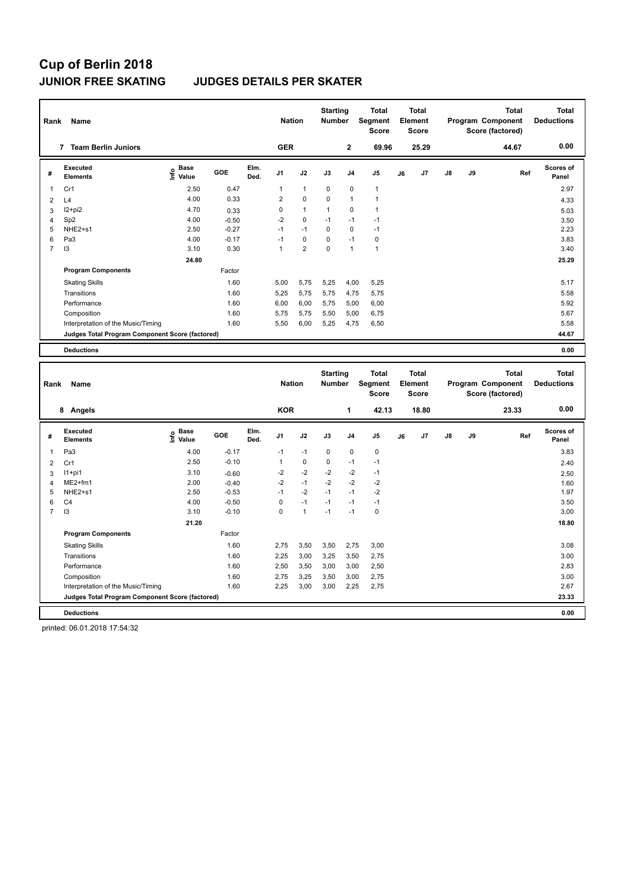# Cup of Berlin 2018

## JUNIOR FREE SKATING JUDGES DETAILS PER SKATER

| Rank | Name | Nation | Starting Number | Total Segment Score | Total Element Score | Total Program Component Score (factored) | Total Deductions |
|---|---|---|---|---|---|---|---|
| 7 | Team Berlin Juniors | GER | 2 | 69.96 | 25.29 | 44.67 | 0.00 |

| # | Executed Elements | Info | Base Value | GOE | Elm. Ded. | J1 | J2 | J3 | J4 | J5 | J6 | J7 | J8 | J9 | Ref | Scores of Panel |
|---|---|---|---|---|---|---|---|---|---|---|---|---|---|---|---|---|
| 1 | Cr1 | | 2.50 | 0.47 | | 1 | 1 | 0 | 0 | 1 | | | | | | 2.97 |
| 2 | L4 | | 4.00 | 0.33 | | 2 | 0 | 0 | 1 | 1 | | | | | | 4.33 |
| 3 | I2+pi2 | | 4.70 | 0.33 | | 0 | 1 | 1 | 0 | 1 | | | | | | 5.03 |
| 4 | Sp2 | | 4.00 | -0.50 | | -2 | 0 | -1 | -1 | -1 | | | | | | 3.50 |
| 5 | NHE2+s1 | | 2.50 | -0.27 | | -1 | -1 | 0 | 0 | -1 | | | | | | 2.23 |
| 6 | Pa3 | | 4.00 | -0.17 | | -1 | 0 | 0 | -1 | 0 | | | | | | 3.83 |
| 7 | I3 | | 3.10 | 0.30 | | 1 | 2 | 0 | 1 | 1 | | | | | | 3.40 |
| | | | 24.80 | | | | | | | | | | | | | 25.29 |

| Program Components | Factor | J1 | J2 | J3 | J4 | J5 | J6 | J7 | J8 | J9 | Scores of Panel |
|---|---|---|---|---|---|---|---|---|---|---|---|
| Skating Skills | 1.60 | 5,00 | 5,75 | 5,25 | 4,00 | 5,25 | | | | | 5.17 |
| Transitions | 1.60 | 5,25 | 5,75 | 5,75 | 4,75 | 5,75 | | | | | 5.58 |
| Performance | 1.60 | 6,00 | 6,00 | 5,75 | 5,00 | 6,00 | | | | | 5.92 |
| Composition | 1.60 | 5,75 | 5,75 | 5,50 | 5,00 | 6,75 | | | | | 5.67 |
| Interpretation of the Music/Timing | 1.60 | 5,50 | 6,00 | 5,25 | 4,75 | 6,50 | | | | | 5.58 |
| Judges Total Program Component Score (factored) | | | | | | | | | | | 44.67 |

**Deductions** 0.00

| Rank | Name | Nation | Starting Number | Total Segment Score | Total Element Score | Total Program Component Score (factored) | Total Deductions |
|---|---|---|---|---|---|---|---|
| 8 | Angels | KOR | 1 | 42.13 | 18.80 | 23.33 | 0.00 |

| # | Executed Elements | Info | Base Value | GOE | Elm. Ded. | J1 | J2 | J3 | J4 | J5 | J6 | J7 | J8 | J9 | Ref | Scores of Panel |
|---|---|---|---|---|---|---|---|---|---|---|---|---|---|---|---|---|
| 1 | Pa3 | | 4.00 | -0.17 | | -1 | -1 | 0 | 0 | 0 | | | | | | 3.83 |
| 2 | Cr1 | | 2.50 | -0.10 | | 1 | 0 | 0 | -1 | -1 | | | | | | 2.40 |
| 3 | I1+pi1 | | 3.10 | -0.60 | | -2 | -2 | -2 | -2 | -1 | | | | | | 2.50 |
| 4 | ME2+fm1 | | 2.00 | -0.40 | | -2 | -1 | -2 | -2 | -2 | | | | | | 1.60 |
| 5 | NHE2+s1 | | 2.50 | -0.53 | | -1 | -2 | -1 | -1 | -2 | | | | | | 1.97 |
| 6 | C4 | | 4.00 | -0.50 | | 0 | -1 | -1 | -1 | -1 | | | | | | 3.50 |
| 7 | I3 | | 3.10 | -0.10 | | 0 | 1 | -1 | -1 | 0 | | | | | | 3.00 |
| | | | 21.20 | | | | | | | | | | | | | 18.80 |

| Program Components | Factor | J1 | J2 | J3 | J4 | J5 | J6 | J7 | J8 | J9 | Scores of Panel |
|---|---|---|---|---|---|---|---|---|---|---|---|
| Skating Skills | 1.60 | 2,75 | 3,50 | 3,50 | 2,75 | 3,00 | | | | | 3.08 |
| Transitions | 1.60 | 2,25 | 3,00 | 3,25 | 3,50 | 2,75 | | | | | 3.00 |
| Performance | 1.60 | 2,50 | 3,50 | 3,00 | 3,00 | 2,50 | | | | | 2.83 |
| Composition | 1.60 | 2,75 | 3,25 | 3,50 | 3,00 | 2,75 | | | | | 3.00 |
| Interpretation of the Music/Timing | 1.60 | 2,25 | 3,00 | 3,00 | 2,25 | 2,75 | | | | | 2.67 |
| Judges Total Program Component Score (factored) | | | | | | | | | | | 23.33 |

**Deductions** 0.00

printed: 06.01.2018 17:54:32